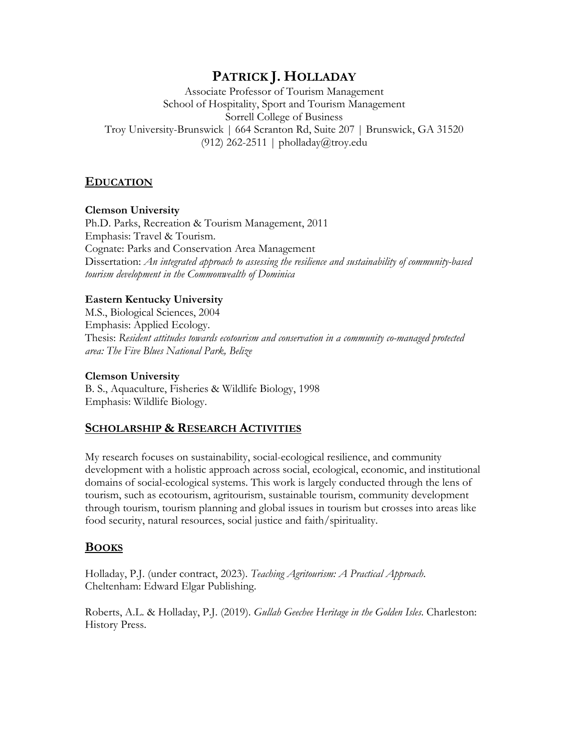# PATRICK J. HOLLADAY

Associate Professor of Tourism Management
School of Hospitality, Sport and Tourism Management
Sorrell College of Business
Troy University-Brunswick | 664 Scranton Rd, Suite 207 | Brunswick, GA 31520
(912) 262-2511 | pholladay@troy.edu

## EDUCATION

**Clemson University**
Ph.D. Parks, Recreation & Tourism Management, 2011
Emphasis: Travel & Tourism.
Cognate: Parks and Conservation Area Management
Dissertation: *An integrated approach to assessing the resilience and sustainability of community-based tourism development in the Commonwealth of Dominica*

**Eastern Kentucky University**
M.S., Biological Sciences, 2004
Emphasis: Applied Ecology.
Thesis: *Resident attitudes towards ecotourism and conservation in a community co-managed protected area: The Five Blues National Park, Belize*

**Clemson University**
B. S., Aquaculture, Fisheries & Wildlife Biology, 1998
Emphasis: Wildlife Biology.

## SCHOLARSHIP & RESEARCH ACTIVITIES

My research focuses on sustainability, social-ecological resilience, and community development with a holistic approach across social, ecological, economic, and institutional domains of social-ecological systems. This work is largely conducted through the lens of tourism, such as ecotourism, agritourism, sustainable tourism, community development through tourism, tourism planning and global issues in tourism but crosses into areas like food security, natural resources, social justice and faith/spirituality.

## BOOKS

Holladay, P.J. (under contract, 2023). *Teaching Agritourism: A Practical Approach*. Cheltenham: Edward Elgar Publishing.

Roberts, A.L. & Holladay, P.J. (2019). *Gullah Geechee Heritage in the Golden Isles*. Charleston: History Press.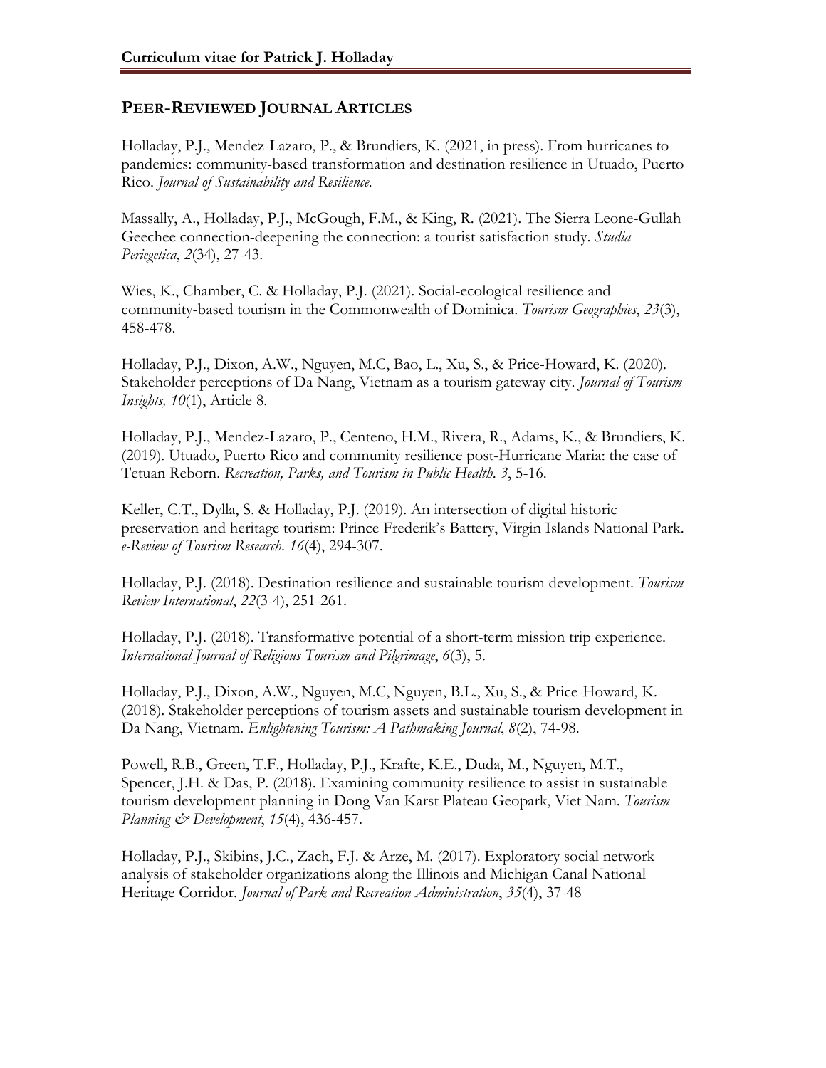## PEER-REVIEWED JOURNAL ARTICLES

Holladay, P.J., Mendez-Lazaro, P., & Brundiers, K. (2021, in press). From hurricanes to pandemics: community-based transformation and destination resilience in Utuado, Puerto Rico. *Journal of Sustainability and Resilience.*

Massally, A., Holladay, P.J., McGough, F.M., & King, R. (2021). The Sierra Leone-Gullah Geechee connection-deepening the connection: a tourist satisfaction study. *Studia Periegetica*, *2*(34), 27-43.

Wies, K., Chamber, C. & Holladay, P.J. (2021). Social-ecological resilience and community-based tourism in the Commonwealth of Dominica. *Tourism Geographies*, *23*(3), 458-478.

Holladay, P.J., Dixon, A.W., Nguyen, M.C, Bao, L., Xu, S., & Price-Howard, K. (2020). Stakeholder perceptions of Da Nang, Vietnam as a tourism gateway city. *Journal of Tourism Insights, 10*(1), Article 8.

Holladay, P.J., Mendez-Lazaro, P., Centeno, H.M., Rivera, R., Adams, K., & Brundiers, K. (2019). Utuado, Puerto Rico and community resilience post-Hurricane Maria: the case of Tetuan Reborn. *Recreation, Parks, and Tourism in Public Health. 3*, 5-16.

Keller, C.T., Dylla, S. & Holladay, P.J. (2019). An intersection of digital historic preservation and heritage tourism: Prince Frederik's Battery, Virgin Islands National Park. *e-Review of Tourism Research. 16*(4), 294-307.

Holladay, P.J. (2018). Destination resilience and sustainable tourism development. *Tourism Review International*, *22*(3-4), 251-261.

Holladay, P.J. (2018). Transformative potential of a short-term mission trip experience. *International Journal of Religious Tourism and Pilgrimage*, *6*(3), 5.

Holladay, P.J., Dixon, A.W., Nguyen, M.C, Nguyen, B.L., Xu, S., & Price-Howard, K. (2018). Stakeholder perceptions of tourism assets and sustainable tourism development in Da Nang, Vietnam. *Enlightening Tourism: A Pathmaking Journal*, *8*(2), 74-98.

Powell, R.B., Green, T.F., Holladay, P.J., Krafte, K.E., Duda, M., Nguyen, M.T., Spencer, J.H. & Das, P. (2018). Examining community resilience to assist in sustainable tourism development planning in Dong Van Karst Plateau Geopark, Viet Nam. *Tourism Planning & Development*, *15*(4), 436-457.

Holladay, P.J., Skibins, J.C., Zach, F.J. & Arze, M. (2017). Exploratory social network analysis of stakeholder organizations along the Illinois and Michigan Canal National Heritage Corridor. *Journal of Park and Recreation Administration*, *35*(4), 37-48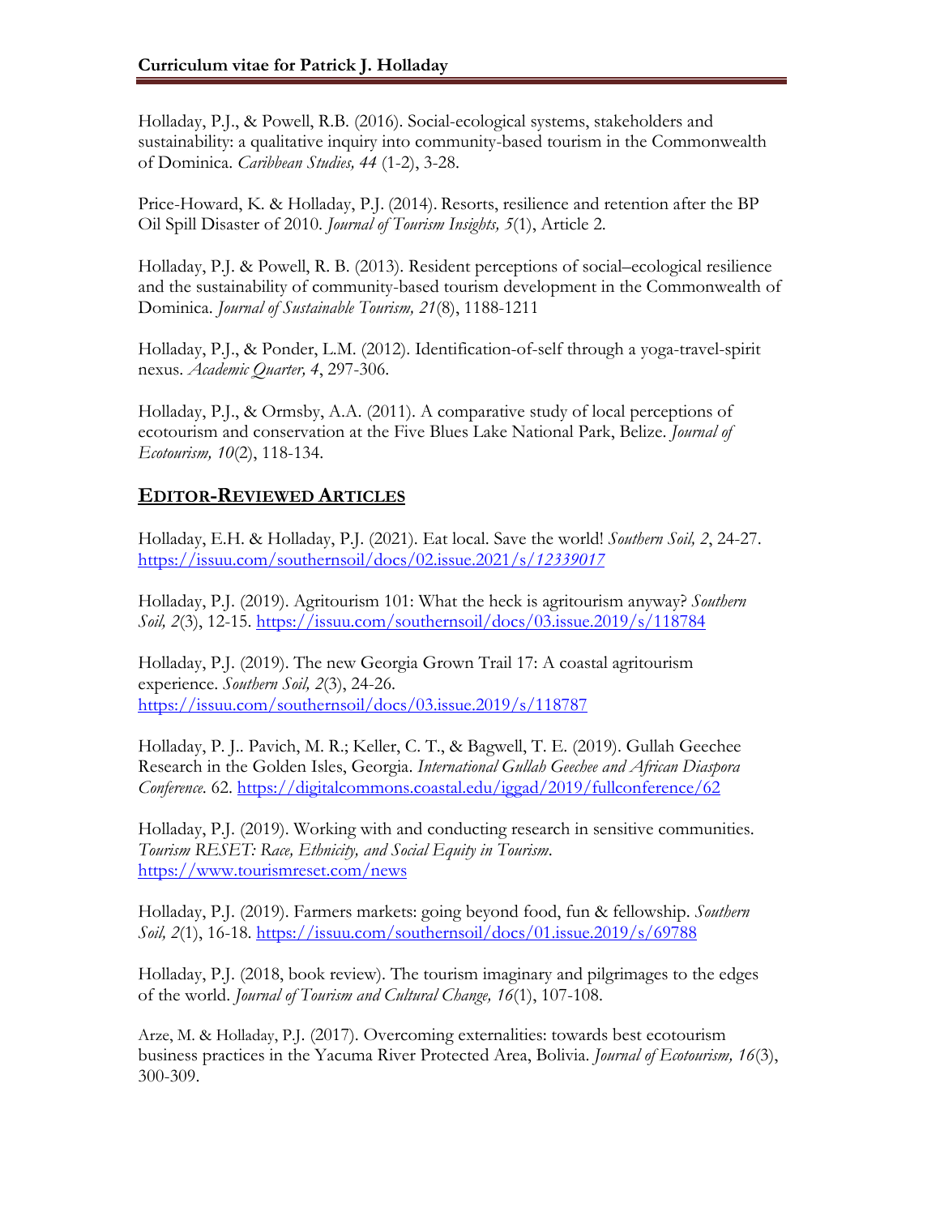Holladay, P.J., & Powell, R.B. (2016). Social-ecological systems, stakeholders and sustainability: a qualitative inquiry into community-based tourism in the Commonwealth of Dominica. *Caribbean Studies, 44* (1-2), 3-28.

Price-Howard, K. & Holladay, P.J. (2014). Resorts, resilience and retention after the BP Oil Spill Disaster of 2010. *Journal of Tourism Insights, 5*(1), Article 2.

Holladay, P.J. & Powell, R. B. (2013). Resident perceptions of social–ecological resilience and the sustainability of community-based tourism development in the Commonwealth of Dominica. *Journal of Sustainable Tourism, 21*(8), 1188-1211

Holladay, P.J., & Ponder, L.M. (2012). Identification-of-self through a yoga-travel-spirit nexus. *Academic Quarter, 4*, 297-306.

Holladay, P.J., & Ormsby, A.A. (2011). A comparative study of local perceptions of ecotourism and conservation at the Five Blues Lake National Park, Belize. *Journal of Ecotourism, 10*(2), 118-134.

## EDITOR-REVIEWED ARTICLES

Holladay, E.H. & Holladay, P.J. (2021). Eat local. Save the world! *Southern Soil, 2*, 24-27. https://issuu.com/southernsoil/docs/02.issue.2021/s/*12339017*

Holladay, P.J. (2019). Agritourism 101: What the heck is agritourism anyway? *Southern Soil, 2*(3), 12-15. https://issuu.com/southernsoil/docs/03.issue.2019/s/118784

Holladay, P.J. (2019). The new Georgia Grown Trail 17: A coastal agritourism experience. *Southern Soil, 2*(3), 24-26. https://issuu.com/southernsoil/docs/03.issue.2019/s/118787

Holladay, P. J.. Pavich, M. R.; Keller, C. T., & Bagwell, T. E. (2019). Gullah Geechee Research in the Golden Isles, Georgia. *International Gullah Geechee and African Diaspora Conference*. 62. https://digitalcommons.coastal.edu/iggad/2019/fullconference/62

Holladay, P.J. (2019). Working with and conducting research in sensitive communities. *Tourism RESET: Race, Ethnicity, and Social Equity in Tourism*. https://www.tourismreset.com/news

Holladay, P.J. (2019). Farmers markets: going beyond food, fun & fellowship. *Southern Soil, 2*(1), 16-18. https://issuu.com/southernsoil/docs/01.issue.2019/s/69788

Holladay, P.J. (2018, book review). The tourism imaginary and pilgrimages to the edges of the world. *Journal of Tourism and Cultural Change, 16*(1), 107-108.

Arze, M. & Holladay, P.J. (2017). Overcoming externalities: towards best ecotourism business practices in the Yacuma River Protected Area, Bolivia. *Journal of Ecotourism, 16*(3), 300-309.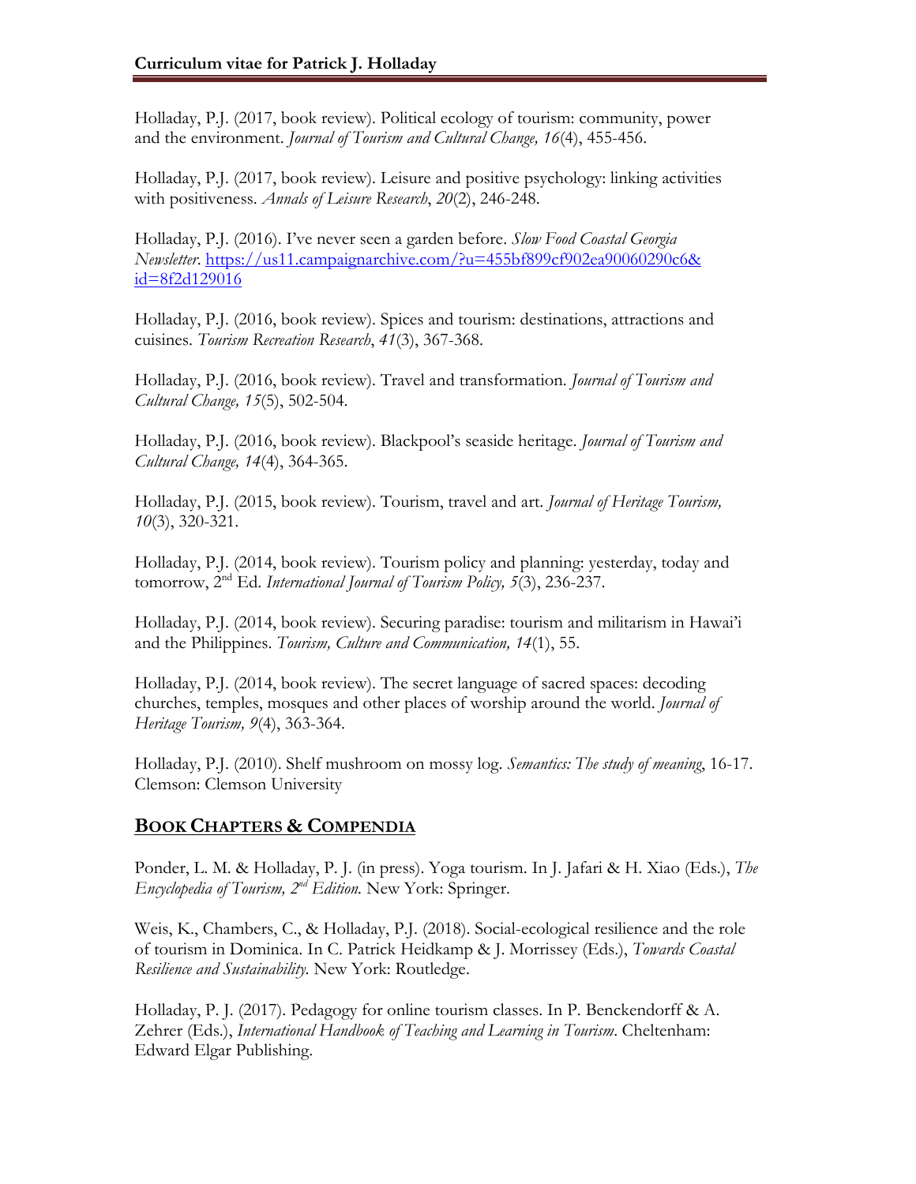Holladay, P.J. (2017, book review). Political ecology of tourism: community, power and the environment. *Journal of Tourism and Cultural Change, 16*(4), 455-456.

Holladay, P.J. (2017, book review). Leisure and positive psychology: linking activities with positiveness. *Annals of Leisure Research*, *20*(2), 246-248.

Holladay, P.J. (2016). I've never seen a garden before. *Slow Food Coastal Georgia Newsletter*. https://us11.campaignarchive.com/?u=455bf899cf902ea90060290c6&id=8f2d129016

Holladay, P.J. (2016, book review). Spices and tourism: destinations, attractions and cuisines. *Tourism Recreation Research*, *41*(3), 367-368.

Holladay, P.J. (2016, book review). Travel and transformation. *Journal of Tourism and Cultural Change, 15*(5), 502-504.

Holladay, P.J. (2016, book review). Blackpool's seaside heritage. *Journal of Tourism and Cultural Change, 14*(4), 364-365.

Holladay, P.J. (2015, book review). Tourism, travel and art. *Journal of Heritage Tourism, 10*(3), 320-321.

Holladay, P.J. (2014, book review). Tourism policy and planning: yesterday, today and tomorrow, 2nd Ed. *International Journal of Tourism Policy, 5*(3), 236-237.

Holladay, P.J. (2014, book review). Securing paradise: tourism and militarism in Hawai'i and the Philippines. *Tourism, Culture and Communication, 14*(1), 55.

Holladay, P.J. (2014, book review). The secret language of sacred spaces: decoding churches, temples, mosques and other places of worship around the world. *Journal of Heritage Tourism, 9*(4), 363-364.

Holladay, P.J. (2010). Shelf mushroom on mossy log. *Semantics: The study of meaning*, 16-17. Clemson: Clemson University

## BOOK CHAPTERS & COMPENDIA

Ponder, L. M. & Holladay, P. J. (in press). Yoga tourism. In J. Jafari & H. Xiao (Eds.), *The Encyclopedia of Tourism, 2nd Edition.* New York: Springer.

Weis, K., Chambers, C., & Holladay, P.J. (2018). Social-ecological resilience and the role of tourism in Dominica. In C. Patrick Heidkamp & J. Morrissey (Eds.), *Towards Coastal Resilience and Sustainability.* New York: Routledge.

Holladay, P. J. (2017). Pedagogy for online tourism classes. In P. Benckendorff & A. Zehrer (Eds.), *International Handbook of Teaching and Learning in Tourism*. Cheltenham: Edward Elgar Publishing.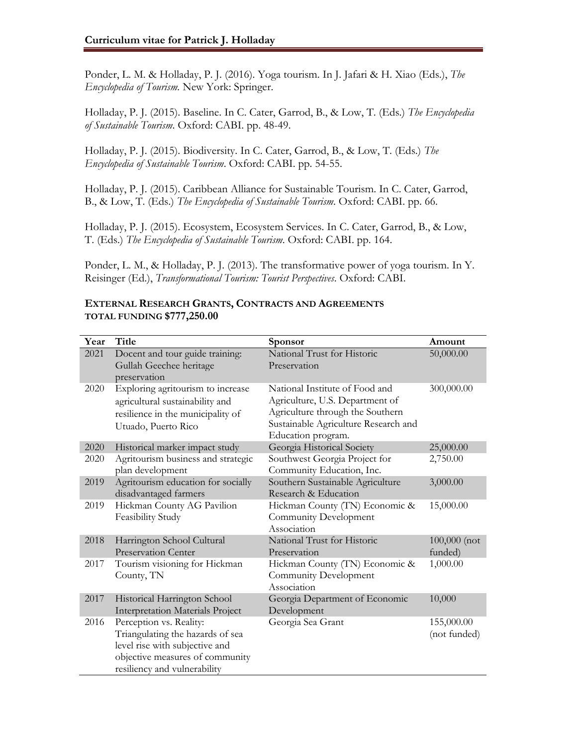Ponder, L. M. & Holladay, P. J. (2016). Yoga tourism. In J. Jafari & H. Xiao (Eds.), *The Encyclopedia of Tourism.* New York: Springer.

Holladay, P. J. (2015). Baseline. In C. Cater, Garrod, B., & Low, T. (Eds.) *The Encyclopedia of Sustainable Tourism*. Oxford: CABI. pp. 48-49.

Holladay, P. J. (2015). Biodiversity. In C. Cater, Garrod, B., & Low, T. (Eds.) *The Encyclopedia of Sustainable Tourism*. Oxford: CABI. pp. 54-55.

Holladay, P. J. (2015). Caribbean Alliance for Sustainable Tourism. In C. Cater, Garrod, B., & Low, T. (Eds.) *The Encyclopedia of Sustainable Tourism*. Oxford: CABI. pp. 66.

Holladay, P. J. (2015). Ecosystem, Ecosystem Services. In C. Cater, Garrod, B., & Low, T. (Eds.) *The Encyclopedia of Sustainable Tourism*. Oxford: CABI. pp. 164.

Ponder, L. M., & Holladay, P. J. (2013). The transformative power of yoga tourism. In Y. Reisinger (Ed.), *Transformational Tourism: Tourist Perspectives*. Oxford: CABI.

## EXTERNAL RESEARCH GRANTS, CONTRACTS AND AGREEMENTS
**TOTAL FUNDING $777,250.00**

| Year | Title | Sponsor | Amount |
|---|---|---|---|
| 2021 | Docent and tour guide training: Gullah Geechee heritage preservation | National Trust for Historic Preservation | 50,000.00 |
| 2020 | Exploring agritourism to increase agricultural sustainability and resilience in the municipality of Utuado, Puerto Rico | National Institute of Food and Agriculture, U.S. Department of Agriculture through the Southern Sustainable Agriculture Research and Education program. | 300,000.00 |
| 2020 | Historical marker impact study | Georgia Historical Society | 25,000.00 |
| 2020 | Agritourism business and strategic plan development | Southwest Georgia Project for Community Education, Inc. | 2,750.00 |
| 2019 | Agritourism education for socially disadvantaged farmers | Southern Sustainable Agriculture Research & Education | 3,000.00 |
| 2019 | Hickman County AG Pavilion Feasibility Study | Hickman County (TN) Economic & Community Development Association | 15,000.00 |
| 2018 | Harrington School Cultural Preservation Center | National Trust for Historic Preservation | 100,000 (not funded) |
| 2017 | Tourism visioning for Hickman County, TN | Hickman County (TN) Economic & Community Development Association | 1,000.00 |
| 2017 | Historical Harrington School Interpretation Materials Project | Georgia Department of Economic Development | 10,000 |
| 2016 | Perception vs. Reality: Triangulating the hazards of sea level rise with subjective and objective measures of community resiliency and vulnerability | Georgia Sea Grant | 155,000.00 (not funded) |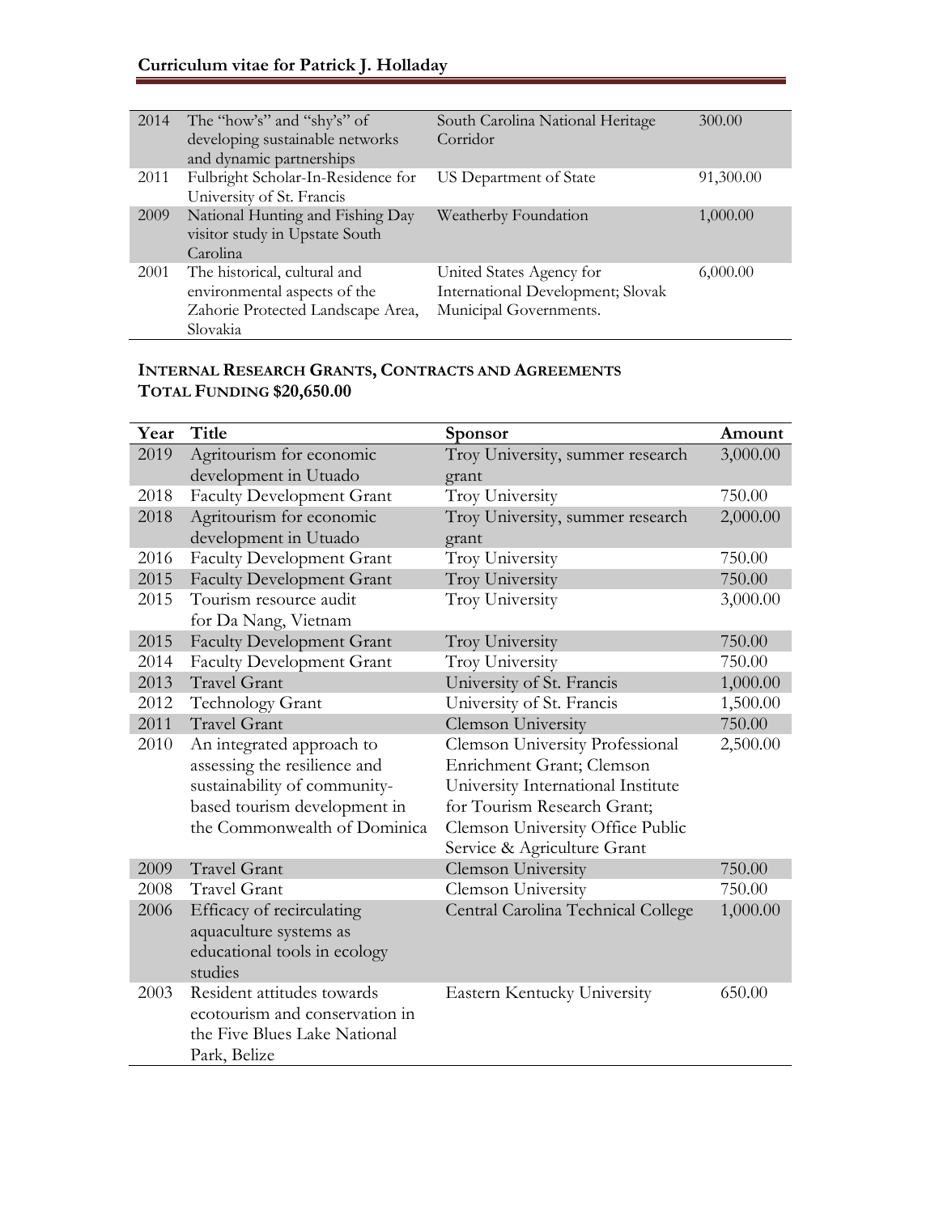| | | | |
|---|---|---|---|
| 2014 | The "how's" and "shy's" of developing sustainable networks and dynamic partnerships | South Carolina National Heritage Corridor | 300.00 |
| 2011 | Fulbright Scholar-In-Residence for University of St. Francis | US Department of State | 91,300.00 |
| 2009 | National Hunting and Fishing Day visitor study in Upstate South Carolina | Weatherby Foundation | 1,000.00 |
| 2001 | The historical, cultural and environmental aspects of the Zahorie Protected Landscape Area, Slovakia | United States Agency for International Development; Slovak Municipal Governments. | 6,000.00 |

### INTERNAL RESEARCH GRANTS, CONTRACTS AND AGREEMENTS
### TOTAL FUNDING $20,650.00

| Year | Title | Sponsor | Amount |
|---|---|---|---|
| 2019 | Agritourism for economic development in Utuado | Troy University, summer research grant | 3,000.00 |
| 2018 | Faculty Development Grant | Troy University | 750.00 |
| 2018 | Agritourism for economic development in Utuado | Troy University, summer research grant | 2,000.00 |
| 2016 | Faculty Development Grant | Troy University | 750.00 |
| 2015 | Faculty Development Grant | Troy University | 750.00 |
| 2015 | Tourism resource audit for Da Nang, Vietnam | Troy University | 3,000.00 |
| 2015 | Faculty Development Grant | Troy University | 750.00 |
| 2014 | Faculty Development Grant | Troy University | 750.00 |
| 2013 | Travel Grant | University of St. Francis | 1,000.00 |
| 2012 | Technology Grant | University of St. Francis | 1,500.00 |
| 2011 | Travel Grant | Clemson University | 750.00 |
| 2010 | An integrated approach to assessing the resilience and sustainability of community-based tourism development in the Commonwealth of Dominica | Clemson University Professional Enrichment Grant; Clemson University International Institute for Tourism Research Grant; Clemson University Office Public Service & Agriculture Grant | 2,500.00 |
| 2009 | Travel Grant | Clemson University | 750.00 |
| 2008 | Travel Grant | Clemson University | 750.00 |
| 2006 | Efficacy of recirculating aquaculture systems as educational tools in ecology studies | Central Carolina Technical College | 1,000.00 |
| 2003 | Resident attitudes towards ecotourism and conservation in the Five Blues Lake National Park, Belize | Eastern Kentucky University | 650.00 |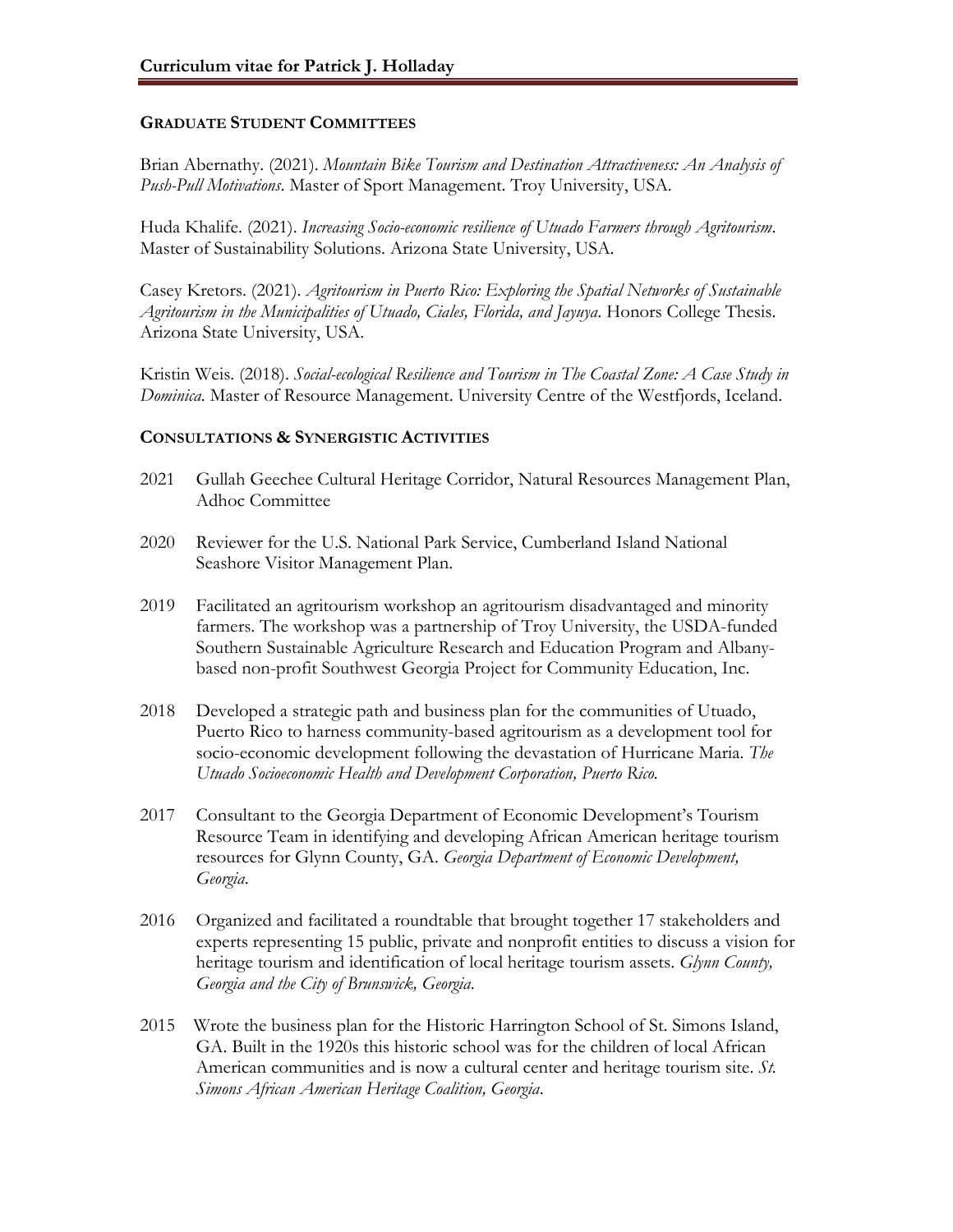## Graduate Student Committees

Brian Abernathy. (2021). *Mountain Bike Tourism and Destination Attractiveness: An Analysis of Push-Pull Motivations*. Master of Sport Management. Troy University, USA.

Huda Khalife. (2021). *Increasing Socio-economic resilience of Utuado Farmers through Agritourism*. Master of Sustainability Solutions. Arizona State University, USA.

Casey Kretors. (2021). *Agritourism in Puerto Rico: Exploring the Spatial Networks of Sustainable Agritourism in the Municipalities of Utuado, Ciales, Florida, and Jayuya*. Honors College Thesis. Arizona State University, USA.

Kristin Weis. (2018). *Social-ecological Resilience and Tourism in The Coastal Zone: A Case Study in Dominica*. Master of Resource Management. University Centre of the Westfjords, Iceland.

## Consultations & Synergistic Activities

2021 Gullah Geechee Cultural Heritage Corridor, Natural Resources Management Plan, Adhoc Committee

2020 Reviewer for the U.S. National Park Service, Cumberland Island National Seashore Visitor Management Plan.

2019 Facilitated an agritourism workshop an agritourism disadvantaged and minority farmers. The workshop was a partnership of Troy University, the USDA-funded Southern Sustainable Agriculture Research and Education Program and Albany-based non-profit Southwest Georgia Project for Community Education, Inc.

2018 Developed a strategic path and business plan for the communities of Utuado, Puerto Rico to harness community-based agritourism as a development tool for socio-economic development following the devastation of Hurricane Maria. *The Utuado Socioeconomic Health and Development Corporation, Puerto Rico.*

2017 Consultant to the Georgia Department of Economic Development's Tourism Resource Team in identifying and developing African American heritage tourism resources for Glynn County, GA. *Georgia Department of Economic Development, Georgia*.

2016 Organized and facilitated a roundtable that brought together 17 stakeholders and experts representing 15 public, private and nonprofit entities to discuss a vision for heritage tourism and identification of local heritage tourism assets. *Glynn County, Georgia and the City of Brunswick, Georgia.*

2015 Wrote the business plan for the Historic Harrington School of St. Simons Island, GA. Built in the 1920s this historic school was for the children of local African American communities and is now a cultural center and heritage tourism site. *St. Simons African American Heritage Coalition, Georgia*.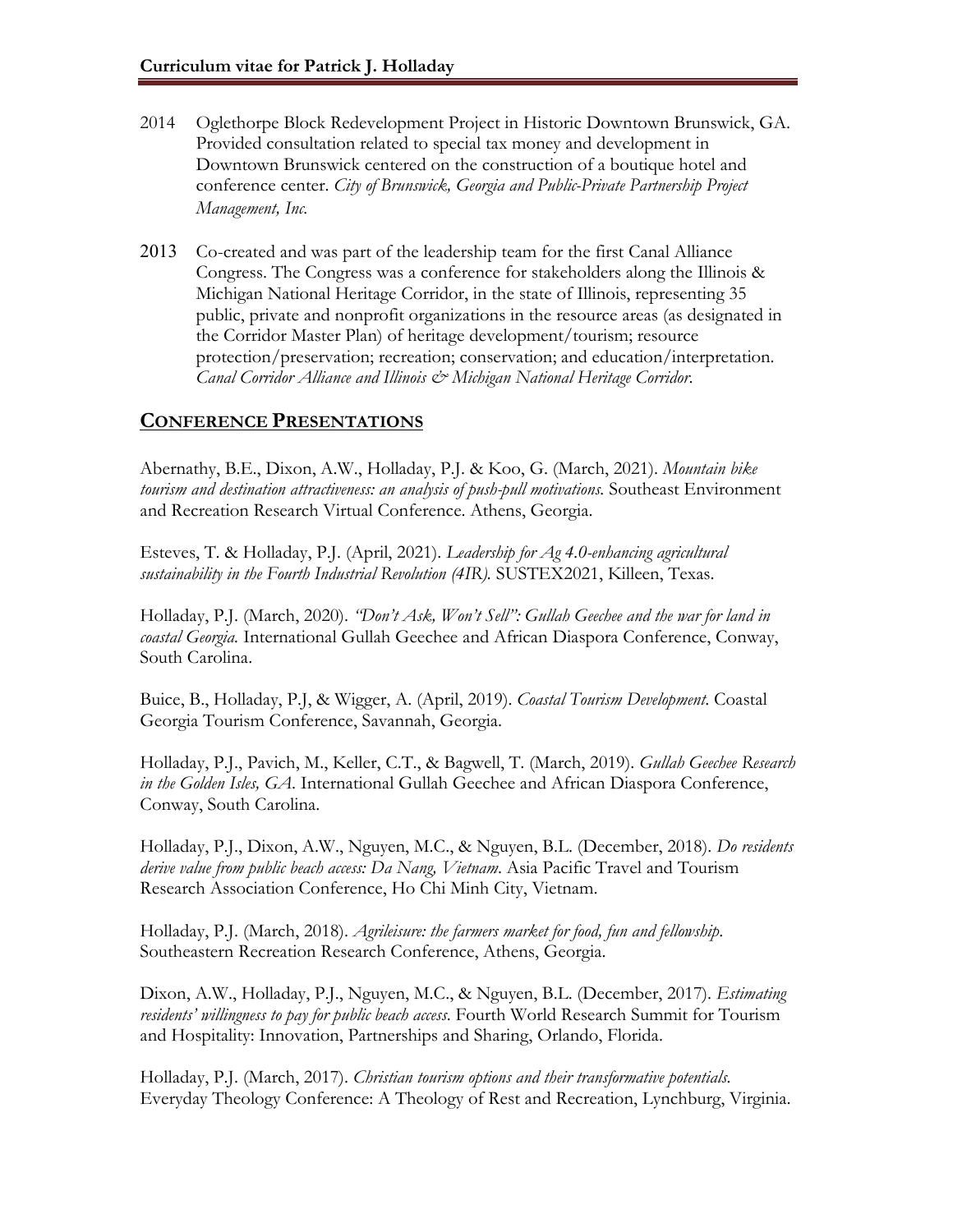2014 Oglethorpe Block Redevelopment Project in Historic Downtown Brunswick, GA. Provided consultation related to special tax money and development in Downtown Brunswick centered on the construction of a boutique hotel and conference center. *City of Brunswick, Georgia and Public-Private Partnership Project Management, Inc.*

2013 Co-created and was part of the leadership team for the first Canal Alliance Congress. The Congress was a conference for stakeholders along the Illinois & Michigan National Heritage Corridor, in the state of Illinois, representing 35 public, private and nonprofit organizations in the resource areas (as designated in the Corridor Master Plan) of heritage development/tourism; resource protection/preservation; recreation; conservation; and education/interpretation. *Canal Corridor Alliance and Illinois & Michigan National Heritage Corridor.*

## CONFERENCE PRESENTATIONS

Abernathy, B.E., Dixon, A.W., Holladay, P.J. & Koo, G. (March, 2021). *Mountain bike tourism and destination attractiveness: an analysis of push-pull motivations.* Southeast Environment and Recreation Research Virtual Conference. Athens, Georgia.

Esteves, T. & Holladay, P.J. (April, 2021). *Leadership for Ag 4.0-enhancing agricultural sustainability in the Fourth Industrial Revolution (4IR).* SUSTEX2021, Killeen, Texas.

Holladay, P.J. (March, 2020). *"Don't Ask, Won't Sell": Gullah Geechee and the war for land in coastal Georgia.* International Gullah Geechee and African Diaspora Conference, Conway, South Carolina.

Buice, B., Holladay, P.J, & Wigger, A. (April, 2019). *Coastal Tourism Development.* Coastal Georgia Tourism Conference, Savannah, Georgia.

Holladay, P.J., Pavich, M., Keller, C.T., & Bagwell, T. (March, 2019). *Gullah Geechee Research in the Golden Isles, GA.* International Gullah Geechee and African Diaspora Conference, Conway, South Carolina.

Holladay, P.J., Dixon, A.W., Nguyen, M.C., & Nguyen, B.L. (December, 2018). *Do residents derive value from public beach access: Da Nang, Vietnam.* Asia Pacific Travel and Tourism Research Association Conference, Ho Chi Minh City, Vietnam.

Holladay, P.J. (March, 2018). *Agrileisure: the farmers market for food, fun and fellowship.* Southeastern Recreation Research Conference, Athens, Georgia.

Dixon, A.W., Holladay, P.J., Nguyen, M.C., & Nguyen, B.L. (December, 2017). *Estimating residents' willingness to pay for public beach access.* Fourth World Research Summit for Tourism and Hospitality: Innovation, Partnerships and Sharing, Orlando, Florida.

Holladay, P.J. (March, 2017). *Christian tourism options and their transformative potentials.* Everyday Theology Conference: A Theology of Rest and Recreation, Lynchburg, Virginia.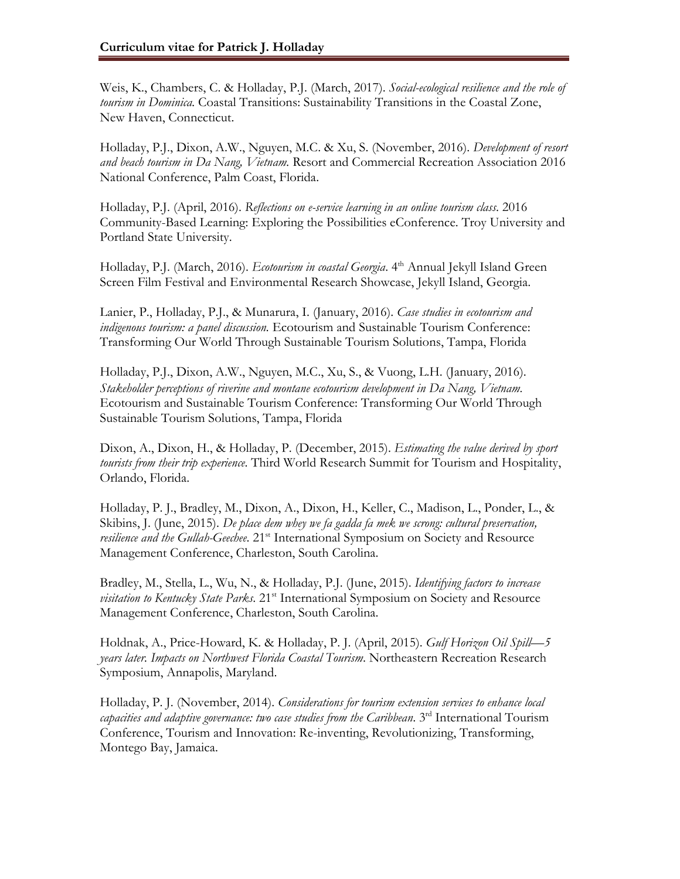Weis, K., Chambers, C. & Holladay, P.J. (March, 2017). *Social-ecological resilience and the role of tourism in Dominica.* Coastal Transitions: Sustainability Transitions in the Coastal Zone, New Haven, Connecticut.

Holladay, P.J., Dixon, A.W., Nguyen, M.C. & Xu, S. (November, 2016). *Development of resort and beach tourism in Da Nang, Vietnam.* Resort and Commercial Recreation Association 2016 National Conference, Palm Coast, Florida.

Holladay, P.J. (April, 2016). *Reflections on e-service learning in an online tourism class.* 2016 Community-Based Learning: Exploring the Possibilities eConference. Troy University and Portland State University.

Holladay, P.J. (March, 2016). *Ecotourism in coastal Georgia.* 4th Annual Jekyll Island Green Screen Film Festival and Environmental Research Showcase, Jekyll Island, Georgia.

Lanier, P., Holladay, P.J., & Munarura, I. (January, 2016). *Case studies in ecotourism and indigenous tourism: a panel discussion.* Ecotourism and Sustainable Tourism Conference: Transforming Our World Through Sustainable Tourism Solutions, Tampa, Florida

Holladay, P.J., Dixon, A.W., Nguyen, M.C., Xu, S., & Vuong, L.H. (January, 2016). *Stakeholder perceptions of riverine and montane ecotourism development in Da Nang, Vietnam.* Ecotourism and Sustainable Tourism Conference: Transforming Our World Through Sustainable Tourism Solutions, Tampa, Florida

Dixon, A., Dixon, H., & Holladay, P. (December, 2015). *Estimating the value derived by sport tourists from their trip experience.* Third World Research Summit for Tourism and Hospitality, Orlando, Florida.

Holladay, P. J., Bradley, M., Dixon, A., Dixon, H., Keller, C., Madison, L., Ponder, L., & Skibins, J. (June, 2015). *De place dem whey we fa gadda fa mek we scrong: cultural preservation, resilience and the Gullah-Geechee.* 21st International Symposium on Society and Resource Management Conference, Charleston, South Carolina.

Bradley, M., Stella, L., Wu, N., & Holladay, P.J. (June, 2015). *Identifying factors to increase visitation to Kentucky State Parks.* 21st International Symposium on Society and Resource Management Conference, Charleston, South Carolina.

Holdnak, A., Price-Howard, K. & Holladay, P. J. (April, 2015). *Gulf Horizon Oil Spill—5 years later. Impacts on Northwest Florida Coastal Tourism.* Northeastern Recreation Research Symposium, Annapolis, Maryland.

Holladay, P. J. (November, 2014). *Considerations for tourism extension services to enhance local capacities and adaptive governance: two case studies from the Caribbean.* 3rd International Tourism Conference, Tourism and Innovation: Re-inventing, Revolutionizing, Transforming, Montego Bay, Jamaica.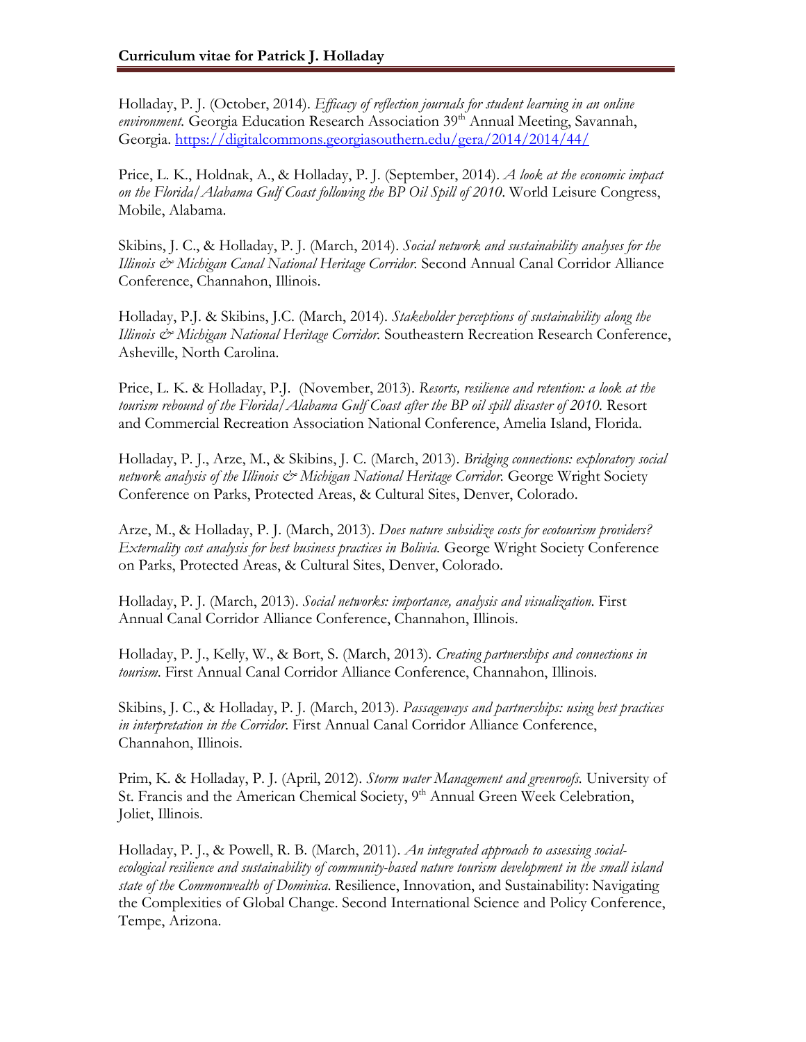Holladay, P. J. (October, 2014). *Efficacy of reflection journals for student learning in an online environment.* Georgia Education Research Association 39th Annual Meeting, Savannah, Georgia. https://digitalcommons.georgiasouthern.edu/gera/2014/2014/44/

Price, L. K., Holdnak, A., & Holladay, P. J. (September, 2014). *A look at the economic impact on the Florida/Alabama Gulf Coast following the BP Oil Spill of 2010*. World Leisure Congress, Mobile, Alabama.

Skibins, J. C., & Holladay, P. J. (March, 2014). *Social network and sustainability analyses for the Illinois & Michigan Canal National Heritage Corridor.* Second Annual Canal Corridor Alliance Conference, Channahon, Illinois.

Holladay, P.J. & Skibins, J.C. (March, 2014). *Stakeholder perceptions of sustainability along the Illinois & Michigan National Heritage Corridor.* Southeastern Recreation Research Conference, Asheville, North Carolina.

Price, L. K. & Holladay, P.J. (November, 2013). *Resorts, resilience and retention: a look at the tourism rebound of the Florida/Alabama Gulf Coast after the BP oil spill disaster of 2010.* Resort and Commercial Recreation Association National Conference, Amelia Island, Florida.

Holladay, P. J., Arze, M., & Skibins, J. C. (March, 2013). *Bridging connections: exploratory social network analysis of the Illinois & Michigan National Heritage Corridor.* George Wright Society Conference on Parks, Protected Areas, & Cultural Sites, Denver, Colorado.

Arze, M., & Holladay, P. J. (March, 2013). *Does nature subsidize costs for ecotourism providers? Externality cost analysis for best business practices in Bolivia.* George Wright Society Conference on Parks, Protected Areas, & Cultural Sites, Denver, Colorado.

Holladay, P. J. (March, 2013). *Social networks: importance, analysis and visualization.* First Annual Canal Corridor Alliance Conference, Channahon, Illinois.

Holladay, P. J., Kelly, W., & Bort, S. (March, 2013). *Creating partnerships and connections in tourism.* First Annual Canal Corridor Alliance Conference, Channahon, Illinois.

Skibins, J. C., & Holladay, P. J. (March, 2013). *Passageways and partnerships: using best practices in interpretation in the Corridor.* First Annual Canal Corridor Alliance Conference, Channahon, Illinois.

Prim, K. & Holladay, P. J. (April, 2012). *Storm water Management and greenroofs.* University of St. Francis and the American Chemical Society, 9th Annual Green Week Celebration, Joliet, Illinois.

Holladay, P. J., & Powell, R. B. (March, 2011). *An integrated approach to assessing social-ecological resilience and sustainability of community-based nature tourism development in the small island state of the Commonwealth of Dominica.* Resilience, Innovation, and Sustainability: Navigating the Complexities of Global Change. Second International Science and Policy Conference, Tempe, Arizona.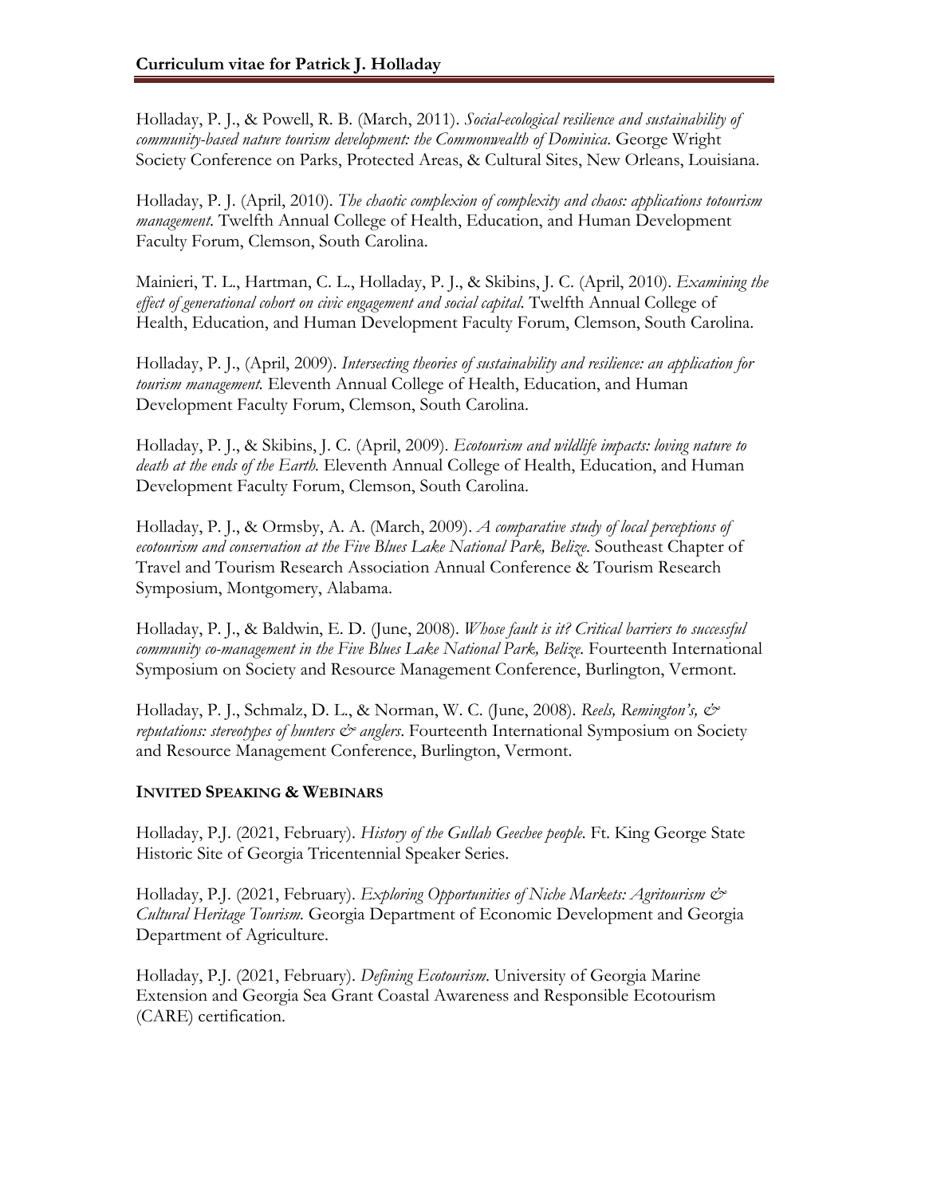Holladay, P. J., & Powell, R. B. (March, 2011). *Social-ecological resilience and sustainability of community-based nature tourism development: the Commonwealth of Dominica*. George Wright Society Conference on Parks, Protected Areas, & Cultural Sites, New Orleans, Louisiana.

Holladay, P. J. (April, 2010). *The chaotic complexion of complexity and chaos: applications totourism management.* Twelfth Annual College of Health, Education, and Human Development Faculty Forum, Clemson, South Carolina.

Mainieri, T. L., Hartman, C. L., Holladay, P. J., & Skibins, J. C. (April, 2010). *Examining the effect of generational cohort on civic engagement and social capital*. Twelfth Annual College of Health, Education, and Human Development Faculty Forum, Clemson, South Carolina.

Holladay, P. J., (April, 2009). *Intersecting theories of sustainability and resilience: an application for tourism management.* Eleventh Annual College of Health, Education, and Human Development Faculty Forum, Clemson, South Carolina.

Holladay, P. J., & Skibins, J. C. (April, 2009). *Ecotourism and wildlife impacts: loving nature to death at the ends of the Earth.* Eleventh Annual College of Health, Education, and Human Development Faculty Forum, Clemson, South Carolina.

Holladay, P. J., & Ormsby, A. A. (March, 2009). *A comparative study of local perceptions of ecotourism and conservation at the Five Blues Lake National Park, Belize*. Southeast Chapter of Travel and Tourism Research Association Annual Conference & Tourism Research Symposium, Montgomery, Alabama.

Holladay, P. J., & Baldwin, E. D. (June, 2008). *Whose fault is it? Critical barriers to successful community co-management in the Five Blues Lake National Park, Belize.* Fourteenth International Symposium on Society and Resource Management Conference, Burlington, Vermont.

Holladay, P. J., Schmalz, D. L., & Norman, W. C. (June, 2008). *Reels, Remington's, & reputations: stereotypes of hunters & anglers*. Fourteenth International Symposium on Society and Resource Management Conference, Burlington, Vermont.

**INVITED SPEAKING & WEBINARS**

Holladay, P.J. (2021, February). *History of the Gullah Geechee people.* Ft. King George State Historic Site of Georgia Tricentennial Speaker Series.

Holladay, P.J. (2021, February). *Exploring Opportunities of Niche Markets: Agritourism & Cultural Heritage Tourism.* Georgia Department of Economic Development and Georgia Department of Agriculture.

Holladay, P.J. (2021, February). *Defining Ecotourism*. University of Georgia Marine Extension and Georgia Sea Grant Coastal Awareness and Responsible Ecotourism (CARE) certification.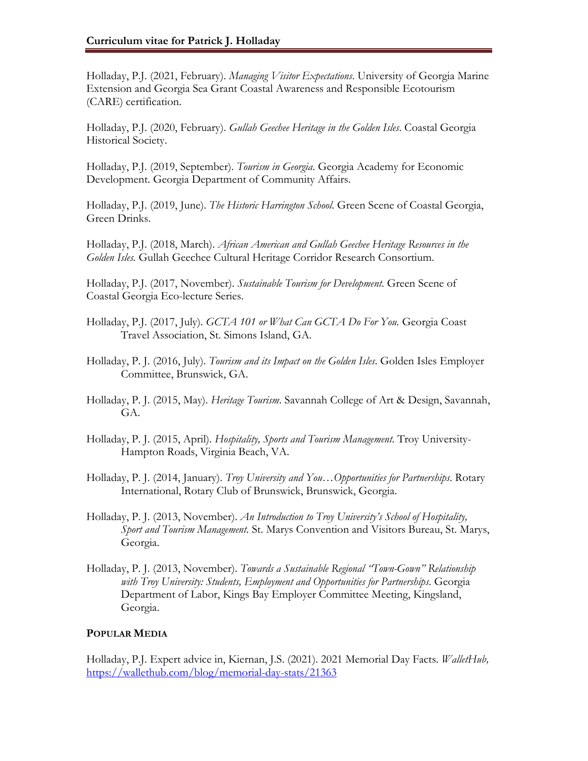Holladay, P.J. (2021, February). *Managing Visitor Expectations*. University of Georgia Marine Extension and Georgia Sea Grant Coastal Awareness and Responsible Ecotourism (CARE) certification.

Holladay, P.J. (2020, February). *Gullah Geechee Heritage in the Golden Isles*. Coastal Georgia Historical Society.

Holladay, P.J. (2019, September). *Tourism in Georgia.* Georgia Academy for Economic Development. Georgia Department of Community Affairs.

Holladay, P.J. (2019, June). *The Historic Harrington School.* Green Scene of Coastal Georgia, Green Drinks.

Holladay, P.J. (2018, March). *African American and Gullah Geechee Heritage Resources in the Golden Isles.* Gullah Geechee Cultural Heritage Corridor Research Consortium.

Holladay, P.J. (2017, November). *Sustainable Tourism for Development.* Green Scene of Coastal Georgia Eco-lecture Series.

Holladay, P.J. (2017, July). *GCTA 101 or What Can GCTA Do For You.* Georgia Coast Travel Association, St. Simons Island, GA.

Holladay, P. J. (2016, July). *Tourism and its Impact on the Golden Isles*. Golden Isles Employer Committee, Brunswick, GA.

Holladay, P. J. (2015, May). *Heritage Tourism*. Savannah College of Art & Design, Savannah, GA.

Holladay, P. J. (2015, April). *Hospitality, Sports and Tourism Management*. Troy University-Hampton Roads, Virginia Beach, VA.

Holladay, P. J. (2014, January). *Troy University and You…Opportunities for Partnerships*. Rotary International, Rotary Club of Brunswick, Brunswick, Georgia.

Holladay, P. J. (2013, November). *An Introduction to Troy University's School of Hospitality, Sport and Tourism Management.* St. Marys Convention and Visitors Bureau, St. Marys, Georgia.

Holladay, P. J. (2013, November). *Towards a Sustainable Regional "Town-Gown" Relationship with Troy University: Students, Employment and Opportunities for Partnerships*. Georgia Department of Labor, Kings Bay Employer Committee Meeting, Kingsland, Georgia.

**POPULAR MEDIA**

Holladay, P.J. Expert advice in, Kiernan, J.S. (2021). 2021 Memorial Day Facts. *WalletHub,* https://wallethub.com/blog/memorial-day-stats/21363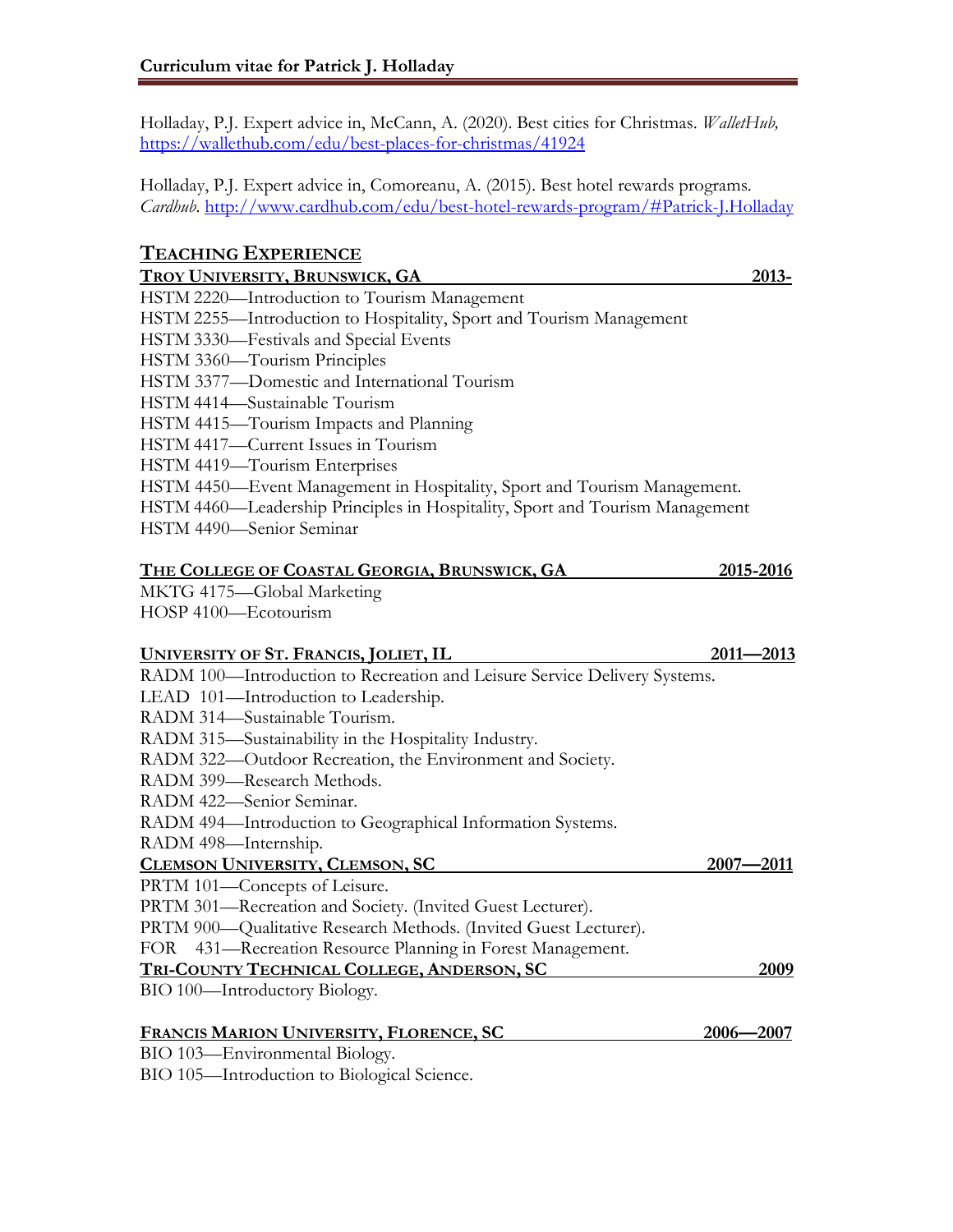Holladay, P.J. Expert advice in, McCann, A. (2020). Best cities for Christmas. *WalletHub,* https://wallethub.com/edu/best-places-for-christmas/41924

Holladay, P.J. Expert advice in, Comoreanu, A. (2015). Best hotel rewards programs. *Cardhub*. http://www.cardhub.com/edu/best-hotel-rewards-program/#Patrick-J.Holladay

## Teaching Experience

**Troy University, Brunswick, GA — 2013-**

HSTM 2220—Introduction to Tourism Management
HSTM 2255—Introduction to Hospitality, Sport and Tourism Management
HSTM 3330—Festivals and Special Events
HSTM 3360—Tourism Principles
HSTM 3377—Domestic and International Tourism
HSTM 4414—Sustainable Tourism
HSTM 4415—Tourism Impacts and Planning
HSTM 4417—Current Issues in Tourism
HSTM 4419—Tourism Enterprises
HSTM 4450—Event Management in Hospitality, Sport and Tourism Management.
HSTM 4460—Leadership Principles in Hospitality, Sport and Tourism Management
HSTM 4490—Senior Seminar

**The College of Coastal Georgia, Brunswick, GA — 2015-2016**

MKTG 4175—Global Marketing
HOSP 4100—Ecotourism

**University of St. Francis, Joliet, IL — 2011—2013**

RADM 100—Introduction to Recreation and Leisure Service Delivery Systems.
LEAD 101—Introduction to Leadership.
RADM 314—Sustainable Tourism.
RADM 315—Sustainability in the Hospitality Industry.
RADM 322—Outdoor Recreation, the Environment and Society.
RADM 399—Research Methods.
RADM 422—Senior Seminar.
RADM 494—Introduction to Geographical Information Systems.
RADM 498—Internship.

**Clemson University, Clemson, SC — 2007—2011**

PRTM 101—Concepts of Leisure.
PRTM 301—Recreation and Society. (Invited Guest Lecturer).
PRTM 900—Qualitative Research Methods. (Invited Guest Lecturer).
FOR 431—Recreation Resource Planning in Forest Management.

**Tri-County Technical College, Anderson, SC — 2009**

BIO 100—Introductory Biology.

**Francis Marion University, Florence, SC — 2006—2007**

BIO 103—Environmental Biology.
BIO 105—Introduction to Biological Science.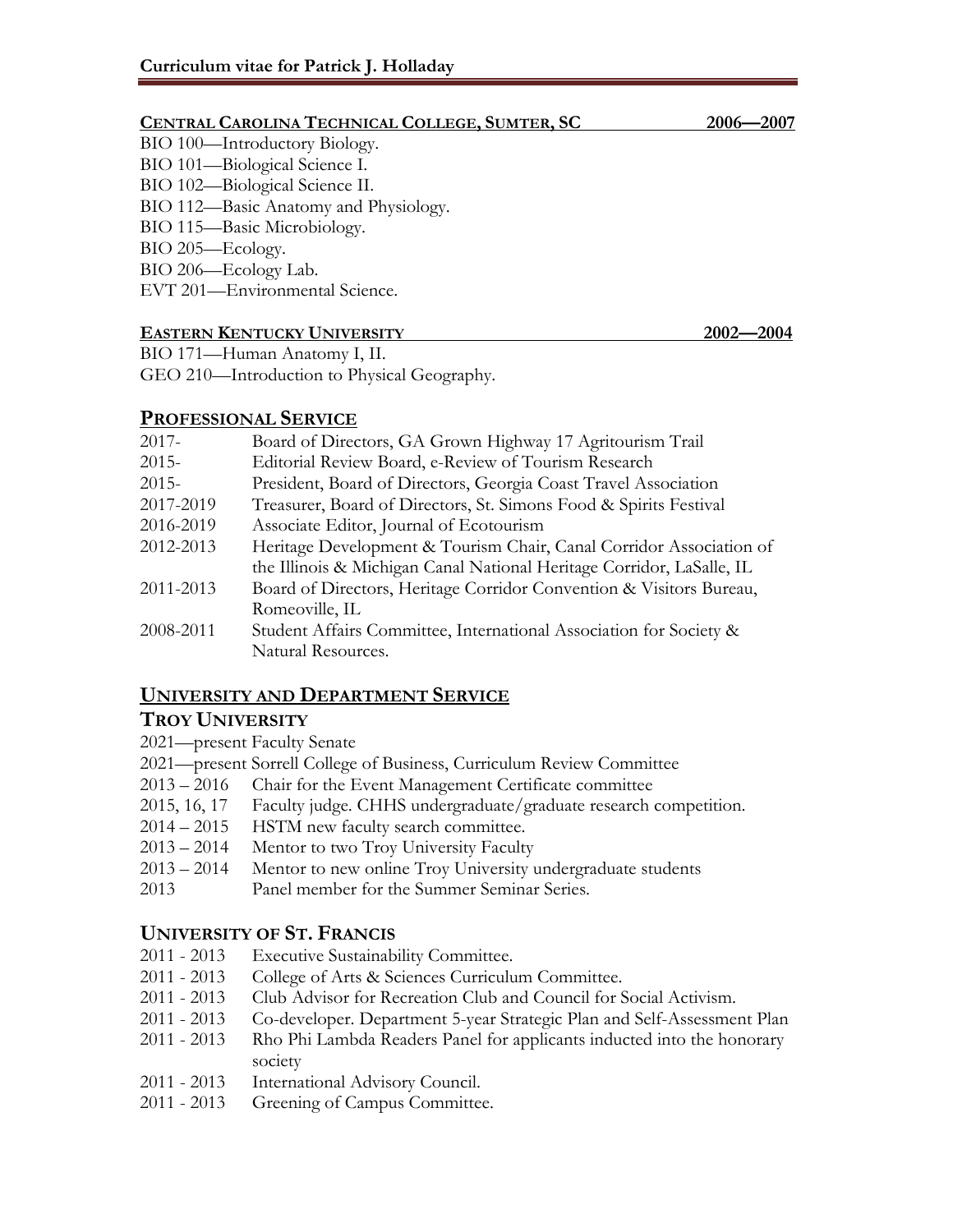**Central Carolina Technical College, Sumter, SC** **2006—2007**

BIO 100—Introductory Biology.
BIO 101—Biological Science I.
BIO 102—Biological Science II.
BIO 112—Basic Anatomy and Physiology.
BIO 115—Basic Microbiology.
BIO 205—Ecology.
BIO 206—Ecology Lab.
EVT 201—Environmental Science.

**Eastern Kentucky University** **2002—2004**

BIO 171—Human Anatomy I, II.
GEO 210—Introduction to Physical Geography.

## Professional Service

| | |
|---|---|
| 2017- | Board of Directors, GA Grown Highway 17 Agritourism Trail |
| 2015- | Editorial Review Board, e-Review of Tourism Research |
| 2015- | President, Board of Directors, Georgia Coast Travel Association |
| 2017-2019 | Treasurer, Board of Directors, St. Simons Food & Spirits Festival |
| 2016-2019 | Associate Editor, Journal of Ecotourism |
| 2012-2013 | Heritage Development & Tourism Chair, Canal Corridor Association of the Illinois & Michigan Canal National Heritage Corridor, LaSalle, IL |
| 2011-2013 | Board of Directors, Heritage Corridor Convention & Visitors Bureau, Romeoville, IL |
| 2008-2011 | Student Affairs Committee, International Association for Society & Natural Resources. |

## University and Department Service

### Troy University

| | |
|---|---|
| 2021—present | Faculty Senate |
| 2021—present | Sorrell College of Business, Curriculum Review Committee |
| 2013 – 2016 | Chair for the Event Management Certificate committee |
| 2015, 16, 17 | Faculty judge. CHHS undergraduate/graduate research competition. |
| 2014 – 2015 | HSTM new faculty search committee. |
| 2013 – 2014 | Mentor to two Troy University Faculty |
| 2013 – 2014 | Mentor to new online Troy University undergraduate students |
| 2013 | Panel member for the Summer Seminar Series. |

### University of St. Francis

| | |
|---|---|
| 2011 - 2013 | Executive Sustainability Committee. |
| 2011 - 2013 | College of Arts & Sciences Curriculum Committee. |
| 2011 - 2013 | Club Advisor for Recreation Club and Council for Social Activism. |
| 2011 - 2013 | Co-developer. Department 5-year Strategic Plan and Self-Assessment Plan |
| 2011 - 2013 | Rho Phi Lambda Readers Panel for applicants inducted into the honorary society |
| 2011 - 2013 | International Advisory Council. |
| 2011 - 2013 | Greening of Campus Committee. |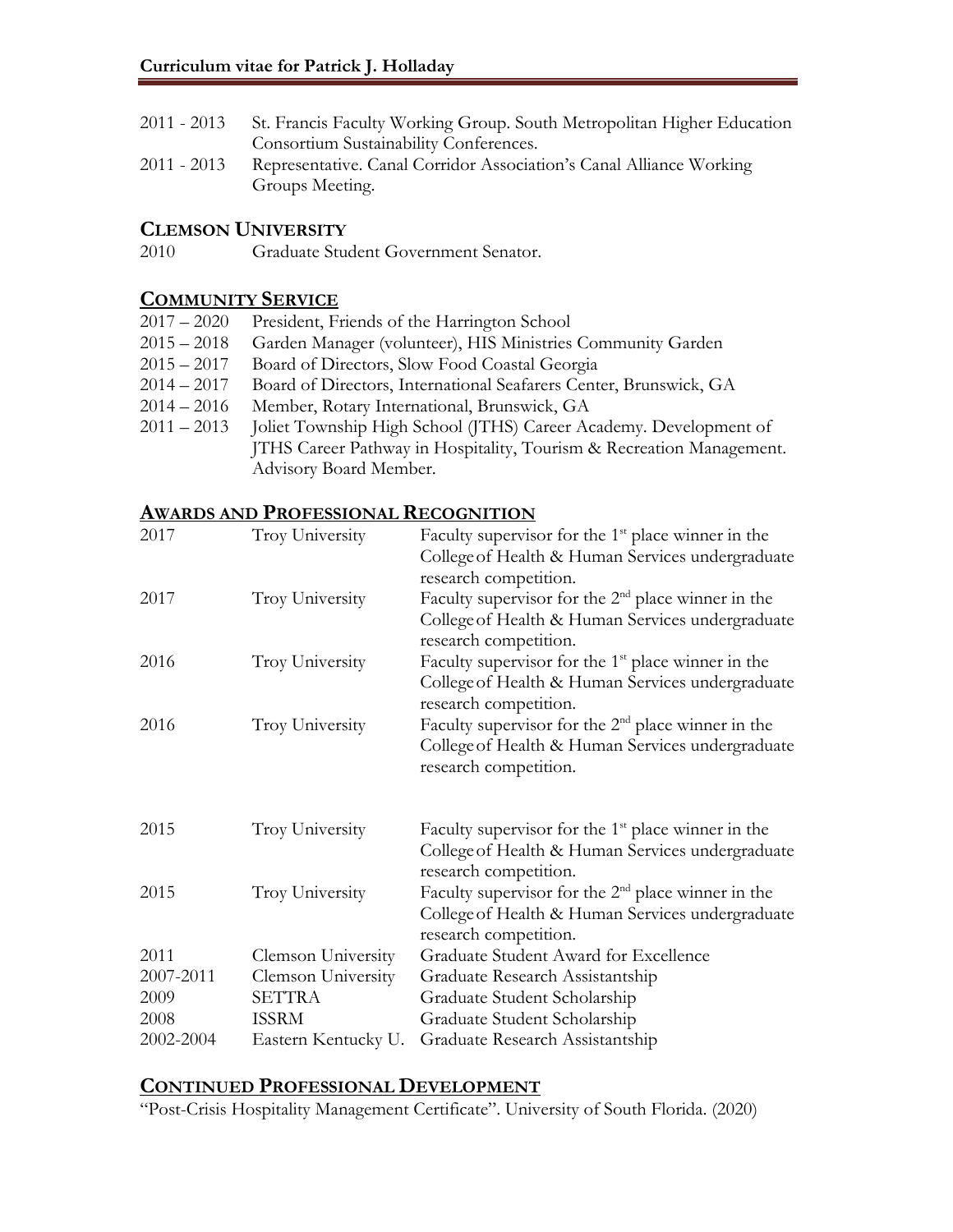| | |
|---|---|
| 2011 - 2013 | St. Francis Faculty Working Group. South Metropolitan Higher Education Consortium Sustainability Conferences. |
| 2011 - 2013 | Representative. Canal Corridor Association's Canal Alliance Working Groups Meeting. |

## CLEMSON UNIVERSITY

| | |
|---|---|
| 2010 | Graduate Student Government Senator. |

## COMMUNITY SERVICE

| | |
|---|---|
| 2017 – 2020 | President, Friends of the Harrington School |
| 2015 – 2018 | Garden Manager (volunteer), HIS Ministries Community Garden |
| 2015 – 2017 | Board of Directors, Slow Food Coastal Georgia |
| 2014 – 2017 | Board of Directors, International Seafarers Center, Brunswick, GA |
| 2014 – 2016 | Member, Rotary International, Brunswick, GA |
| 2011 – 2013 | Joliet Township High School (JTHS) Career Academy. Development of JTHS Career Pathway in Hospitality, Tourism & Recreation Management. Advisory Board Member. |

## AWARDS AND PROFESSIONAL RECOGNITION

| | | |
|---|---|---|
| 2017 | Troy University | Faculty supervisor for the 1st place winner in the College of Health & Human Services undergraduate research competition. |
| 2017 | Troy University | Faculty supervisor for the 2nd place winner in the College of Health & Human Services undergraduate research competition. |
| 2016 | Troy University | Faculty supervisor for the 1st place winner in the College of Health & Human Services undergraduate research competition. |
| 2016 | Troy University | Faculty supervisor for the 2nd place winner in the College of Health & Human Services undergraduate research competition. |
| 2015 | Troy University | Faculty supervisor for the 1st place winner in the College of Health & Human Services undergraduate research competition. |
| 2015 | Troy University | Faculty supervisor for the 2nd place winner in the College of Health & Human Services undergraduate research competition. |
| 2011 | Clemson University | Graduate Student Award for Excellence |
| 2007-2011 | Clemson University | Graduate Research Assistantship |
| 2009 | SETTRA | Graduate Student Scholarship |
| 2008 | ISSRM | Graduate Student Scholarship |
| 2002-2004 | Eastern Kentucky U. | Graduate Research Assistantship |

## CONTINUED PROFESSIONAL DEVELOPMENT

"Post-Crisis Hospitality Management Certificate". University of South Florida. (2020)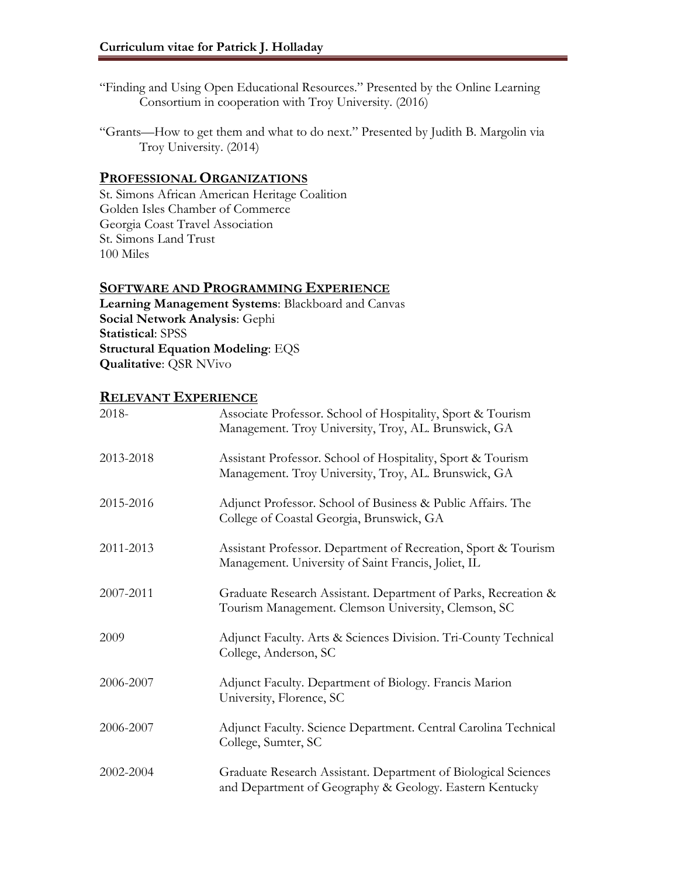"Finding and Using Open Educational Resources." Presented by the Online Learning Consortium in cooperation with Troy University. (2016)

"Grants—How to get them and what to do next." Presented by Judith B. Margolin via Troy University. (2014)

## PROFESSIONAL ORGANIZATIONS

St. Simons African American Heritage Coalition
Golden Isles Chamber of Commerce
Georgia Coast Travel Association
St. Simons Land Trust
100 Miles

## SOFTWARE AND PROGRAMMING EXPERIENCE

**Learning Management Systems**: Blackboard and Canvas
**Social Network Analysis**: Gephi
**Statistical**: SPSS
**Structural Equation Modeling**: EQS
**Qualitative**: QSR NVivo

## RELEVANT EXPERIENCE

| | |
|---|---|
| 2018- | Associate Professor. School of Hospitality, Sport & Tourism Management. Troy University, Troy, AL. Brunswick, GA |
| 2013-2018 | Assistant Professor. School of Hospitality, Sport & Tourism Management. Troy University, Troy, AL. Brunswick, GA |
| 2015-2016 | Adjunct Professor. School of Business & Public Affairs. The College of Coastal Georgia, Brunswick, GA |
| 2011-2013 | Assistant Professor. Department of Recreation, Sport & Tourism Management. University of Saint Francis, Joliet, IL |
| 2007-2011 | Graduate Research Assistant. Department of Parks, Recreation & Tourism Management. Clemson University, Clemson, SC |
| 2009 | Adjunct Faculty. Arts & Sciences Division. Tri-County Technical College, Anderson, SC |
| 2006-2007 | Adjunct Faculty. Department of Biology. Francis Marion University, Florence, SC |
| 2006-2007 | Adjunct Faculty. Science Department. Central Carolina Technical College, Sumter, SC |
| 2002-2004 | Graduate Research Assistant. Department of Biological Sciences and Department of Geography & Geology. Eastern Kentucky |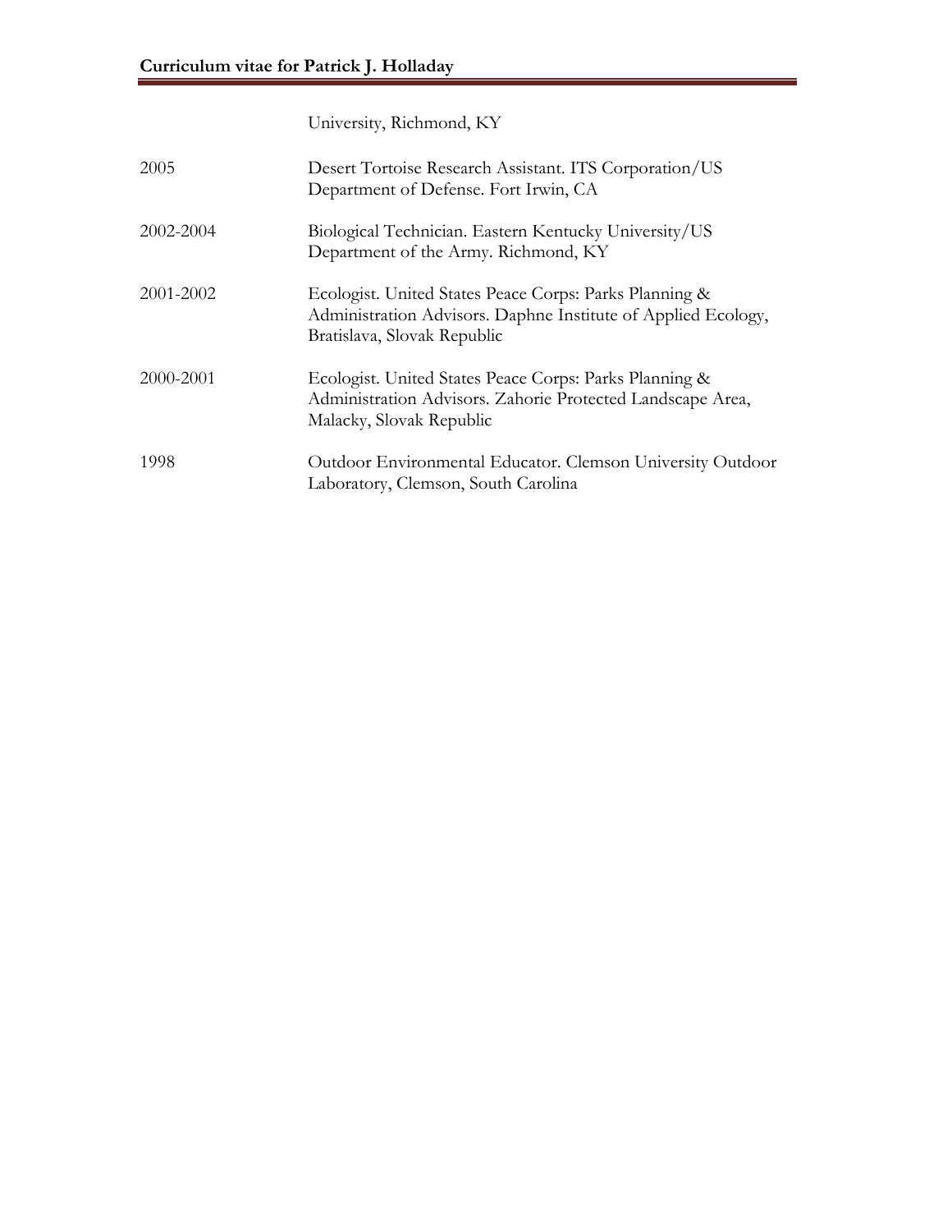| | |
|---|---|
| | University, Richmond, KY |
| 2005 | Desert Tortoise Research Assistant. ITS Corporation/US Department of Defense. Fort Irwin, CA |
| 2002-2004 | Biological Technician. Eastern Kentucky University/US Department of the Army. Richmond, KY |
| 2001-2002 | Ecologist. United States Peace Corps: Parks Planning & Administration Advisors. Daphne Institute of Applied Ecology, Bratislava, Slovak Republic |
| 2000-2001 | Ecologist. United States Peace Corps: Parks Planning & Administration Advisors. Zahorie Protected Landscape Area, Malacky, Slovak Republic |
| 1998 | Outdoor Environmental Educator. Clemson University Outdoor Laboratory, Clemson, South Carolina |